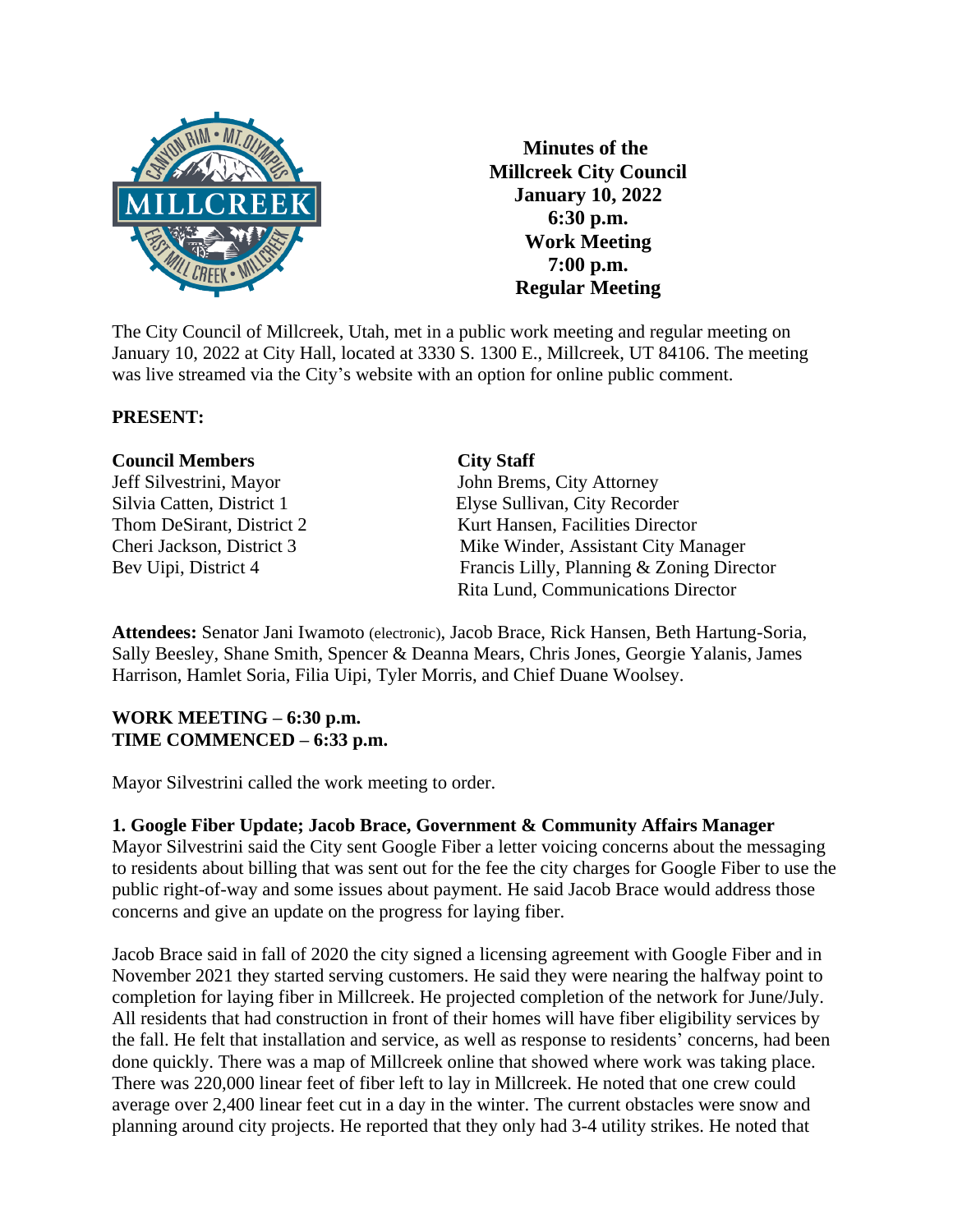**Minutes of the Millcreek City Council**
**January 10, 2022**
**6:30 p.m.**
**Work Meeting**
**7:00 p.m.**
**Regular Meeting**

The City Council of Millcreek, Utah, met in a public work meeting and regular meeting on January 10, 2022 at City Hall, located at 3330 S. 1300 E., Millcreek, UT 84106. The meeting was live streamed via the City's website with an option for online public comment.

**PRESENT:**

| **Council Members** | **City Staff** |
|---|---|
| Jeff Silvestrini, Mayor | John Brems, City Attorney |
| Silvia Catten, District 1 | Elyse Sullivan, City Recorder |
| Thom DeSirant, District 2 | Kurt Hansen, Facilities Director |
| Cheri Jackson, District 3 | Mike Winder, Assistant City Manager |
| Bev Uipi, District 4 | Francis Lilly, Planning & Zoning Director |
| | Rita Lund, Communications Director |

**Attendees:** Senator Jani Iwamoto (electronic), Jacob Brace, Rick Hansen, Beth Hartung-Soria, Sally Beesley, Shane Smith, Spencer & Deanna Mears, Chris Jones, Georgie Yalanis, James Harrison, Hamlet Soria, Filia Uipi, Tyler Morris, and Chief Duane Woolsey.

**WORK MEETING – 6:30 p.m.**
**TIME COMMENCED – 6:33 p.m.**

Mayor Silvestrini called the work meeting to order.

**1. Google Fiber Update; Jacob Brace, Government & Community Affairs Manager**

Mayor Silvestrini said the City sent Google Fiber a letter voicing concerns about the messaging to residents about billing that was sent out for the fee the city charges for Google Fiber to use the public right-of-way and some issues about payment. He said Jacob Brace would address those concerns and give an update on the progress for laying fiber.

Jacob Brace said in fall of 2020 the city signed a licensing agreement with Google Fiber and in November 2021 they started serving customers. He said they were nearing the halfway point to completion for laying fiber in Millcreek. He projected completion of the network for June/July. All residents that had construction in front of their homes will have fiber eligibility services by the fall. He felt that installation and service, as well as response to residents' concerns, had been done quickly. There was a map of Millcreek online that showed where work was taking place. There was 220,000 linear feet of fiber left to lay in Millcreek. He noted that one crew could average over 2,400 linear feet cut in a day in the winter. The current obstacles were snow and planning around city projects. He reported that they only had 3-4 utility strikes. He noted that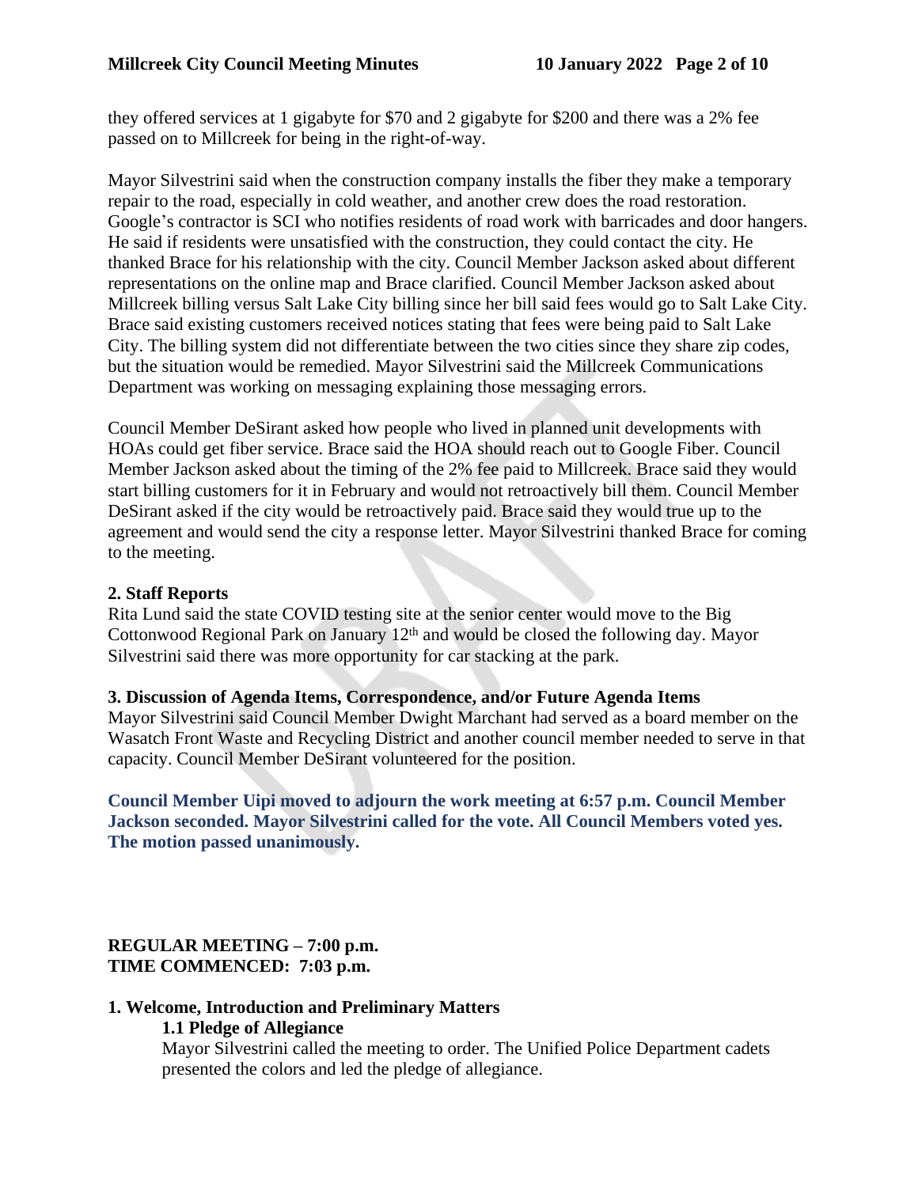they offered services at 1 gigabyte for $70 and 2 gigabyte for $200 and there was a 2% fee passed on to Millcreek for being in the right-of-way.

Mayor Silvestrini said when the construction company installs the fiber they make a temporary repair to the road, especially in cold weather, and another crew does the road restoration. Google's contractor is SCI who notifies residents of road work with barricades and door hangers. He said if residents were unsatisfied with the construction, they could contact the city. He thanked Brace for his relationship with the city. Council Member Jackson asked about different representations on the online map and Brace clarified. Council Member Jackson asked about Millcreek billing versus Salt Lake City billing since her bill said fees would go to Salt Lake City. Brace said existing customers received notices stating that fees were being paid to Salt Lake City. The billing system did not differentiate between the two cities since they share zip codes, but the situation would be remedied. Mayor Silvestrini said the Millcreek Communications Department was working on messaging explaining those messaging errors.

Council Member DeSirant asked how people who lived in planned unit developments with HOAs could get fiber service. Brace said the HOA should reach out to Google Fiber. Council Member Jackson asked about the timing of the 2% fee paid to Millcreek. Brace said they would start billing customers for it in February and would not retroactively bill them. Council Member DeSirant asked if the city would be retroactively paid. Brace said they would true up to the agreement and would send the city a response letter. Mayor Silvestrini thanked Brace for coming to the meeting.

**2. Staff Reports**
Rita Lund said the state COVID testing site at the senior center would move to the Big Cottonwood Regional Park on January 12th and would be closed the following day. Mayor Silvestrini said there was more opportunity for car stacking at the park.

**3. Discussion of Agenda Items, Correspondence, and/or Future Agenda Items**
Mayor Silvestrini said Council Member Dwight Marchant had served as a board member on the Wasatch Front Waste and Recycling District and another council member needed to serve in that capacity. Council Member DeSirant volunteered for the position.

**Council Member Uipi moved to adjourn the work meeting at 6:57 p.m. Council Member Jackson seconded. Mayor Silvestrini called for the vote. All Council Members voted yes. The motion passed unanimously.**

**REGULAR MEETING – 7:00 p.m.**
**TIME COMMENCED: 7:03 p.m.**

**1. Welcome, Introduction and Preliminary Matters**

**1.1 Pledge of Allegiance**
Mayor Silvestrini called the meeting to order. The Unified Police Department cadets presented the colors and led the pledge of allegiance.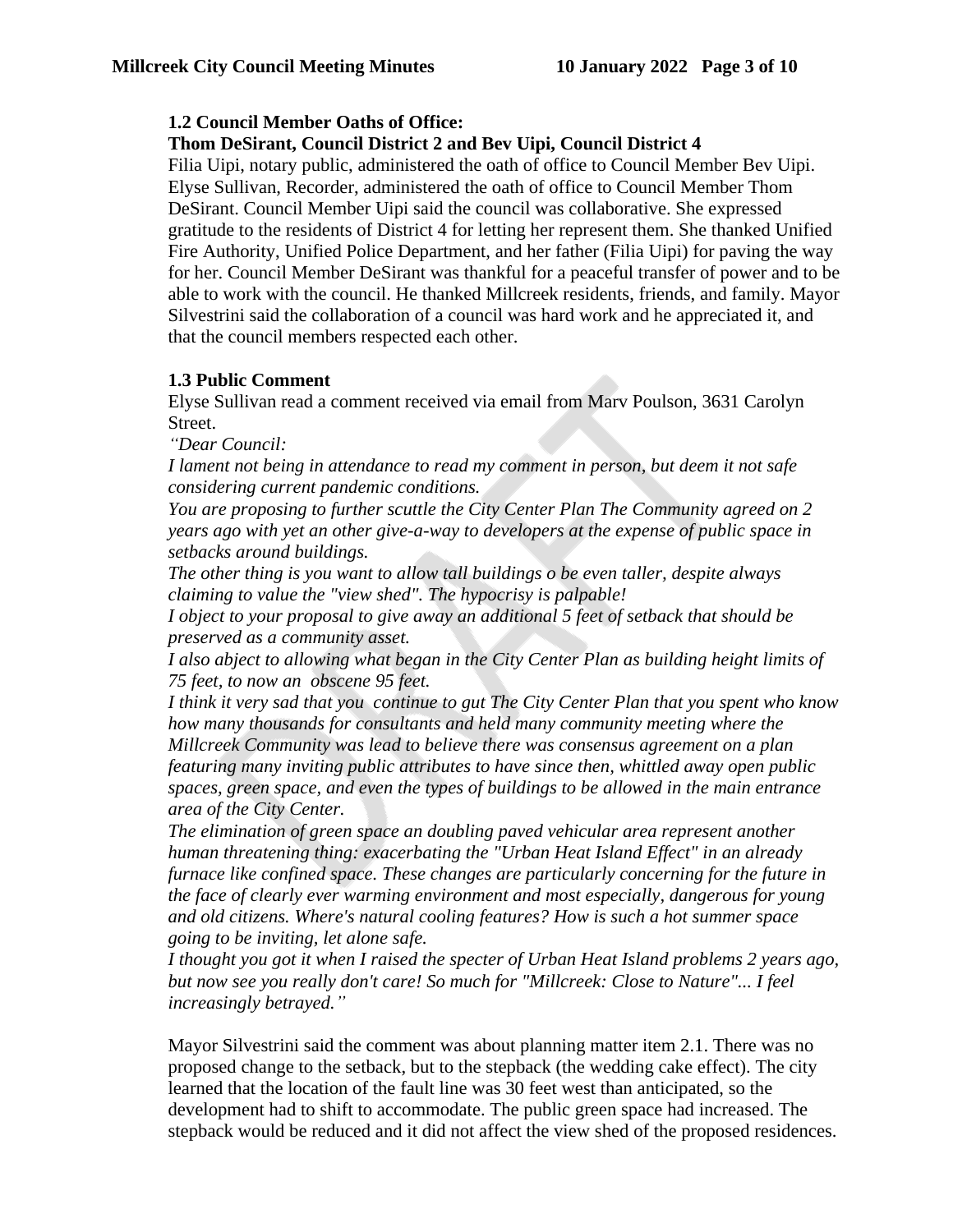**1.2 Council Member Oaths of Office:**
**Thom DeSirant, Council District 2 and Bev Uipi, Council District 4**

Filia Uipi, notary public, administered the oath of office to Council Member Bev Uipi. Elyse Sullivan, Recorder, administered the oath of office to Council Member Thom DeSirant. Council Member Uipi said the council was collaborative. She expressed gratitude to the residents of District 4 for letting her represent them. She thanked Unified Fire Authority, Unified Police Department, and her father (Filia Uipi) for paving the way for her. Council Member DeSirant was thankful for a peaceful transfer of power and to be able to work with the council. He thanked Millcreek residents, friends, and family. Mayor Silvestrini said the collaboration of a council was hard work and he appreciated it, and that the council members respected each other.

**1.3 Public Comment**

Elyse Sullivan read a comment received via email from Marv Poulson, 3631 Carolyn Street.

*"Dear Council:*

*I lament not being in attendance to read my comment in person, but deem it not safe considering current pandemic conditions.*

*You are proposing to further scuttle the City Center Plan The Community agreed on 2 years ago with yet an other give-a-way to developers at the expense of public space in setbacks around buildings.*

*The other thing is you want to allow tall buildings o be even taller, despite always claiming to value the "view shed". The hypocrisy is palpable!*

*I object to your proposal to give away an additional 5 feet of setback that should be preserved as a community asset.*

*I also abject to allowing what began in the City Center Plan as building height limits of 75 feet, to now an obscene 95 feet.*

*I think it very sad that you continue to gut The City Center Plan that you spent who know how many thousands for consultants and held many community meeting where the Millcreek Community was lead to believe there was consensus agreement on a plan featuring many inviting public attributes to have since then, whittled away open public spaces, green space, and even the types of buildings to be allowed in the main entrance area of the City Center.*

*The elimination of green space an doubling paved vehicular area represent another human threatening thing: exacerbating the "Urban Heat Island Effect" in an already furnace like confined space. These changes are particularly concerning for the future in the face of clearly ever warming environment and most especially, dangerous for young and old citizens. Where's natural cooling features? How is such a hot summer space going to be inviting, let alone safe.*

*I thought you got it when I raised the specter of Urban Heat Island problems 2 years ago, but now see you really don't care! So much for "Millcreek: Close to Nature"... I feel increasingly betrayed."*

Mayor Silvestrini said the comment was about planning matter item 2.1. There was no proposed change to the setback, but to the stepback (the wedding cake effect). The city learned that the location of the fault line was 30 feet west than anticipated, so the development had to shift to accommodate. The public green space had increased. The stepback would be reduced and it did not affect the view shed of the proposed residences.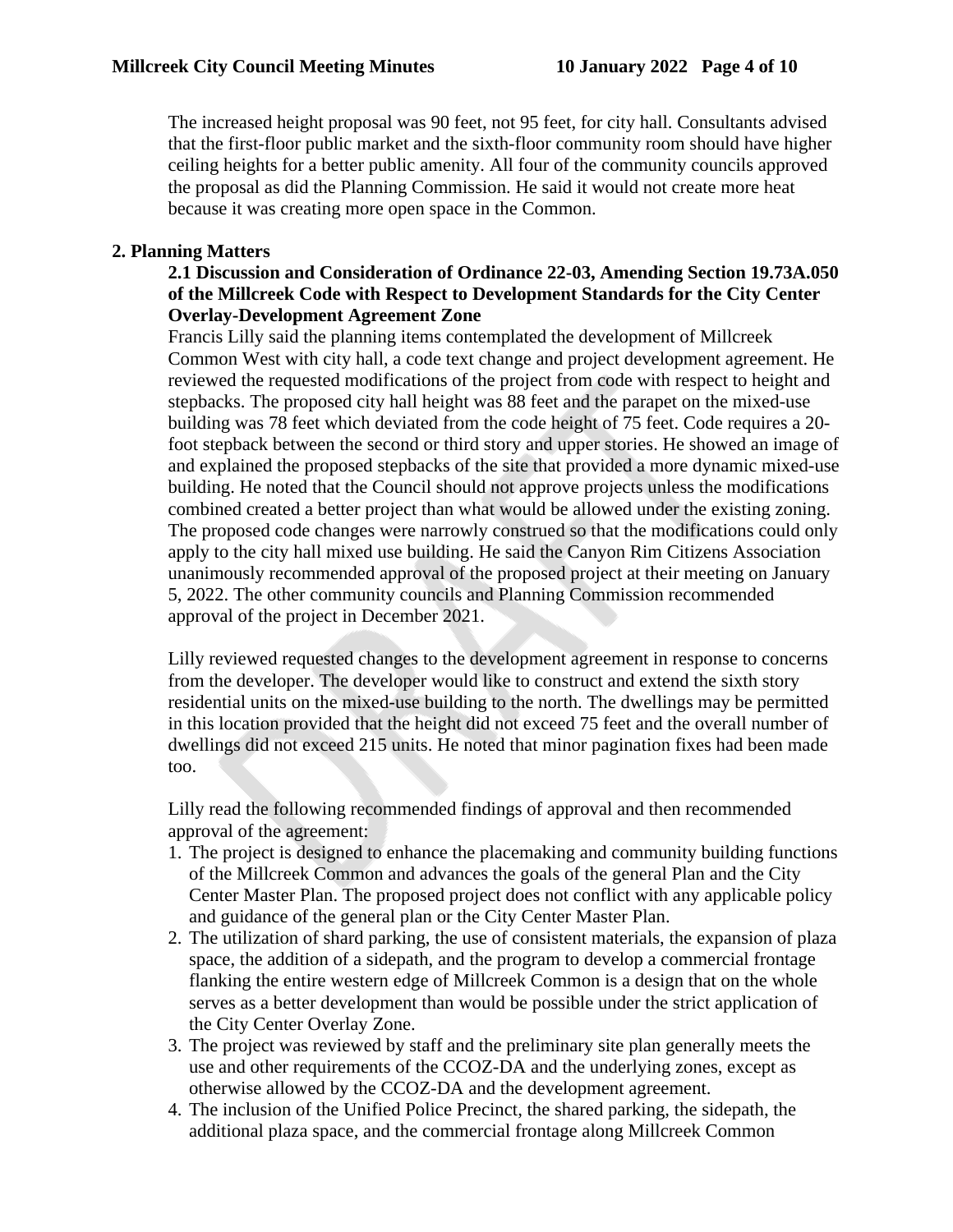The increased height proposal was 90 feet, not 95 feet, for city hall. Consultants advised that the first-floor public market and the sixth-floor community room should have higher ceiling heights for a better public amenity. All four of the community councils approved the proposal as did the Planning Commission. He said it would not create more heat because it was creating more open space in the Common.

## 2. Planning Matters

### 2.1 Discussion and Consideration of Ordinance 22-03, Amending Section 19.73A.050 of the Millcreek Code with Respect to Development Standards for the City Center Overlay-Development Agreement Zone

Francis Lilly said the planning items contemplated the development of Millcreek Common West with city hall, a code text change and project development agreement. He reviewed the requested modifications of the project from code with respect to height and stepbacks. The proposed city hall height was 88 feet and the parapet on the mixed-use building was 78 feet which deviated from the code height of 75 feet. Code requires a 20-foot stepback between the second or third story and upper stories. He showed an image of and explained the proposed stepbacks of the site that provided a more dynamic mixed-use building. He noted that the Council should not approve projects unless the modifications combined created a better project than what would be allowed under the existing zoning. The proposed code changes were narrowly construed so that the modifications could only apply to the city hall mixed use building. He said the Canyon Rim Citizens Association unanimously recommended approval of the proposed project at their meeting on January 5, 2022. The other community councils and Planning Commission recommended approval of the project in December 2021.

Lilly reviewed requested changes to the development agreement in response to concerns from the developer. The developer would like to construct and extend the sixth story residential units on the mixed-use building to the north. The dwellings may be permitted in this location provided that the height did not exceed 75 feet and the overall number of dwellings did not exceed 215 units. He noted that minor pagination fixes had been made too.

Lilly read the following recommended findings of approval and then recommended approval of the agreement:

1. The project is designed to enhance the placemaking and community building functions of the Millcreek Common and advances the goals of the general Plan and the City Center Master Plan. The proposed project does not conflict with any applicable policy and guidance of the general plan or the City Center Master Plan.
2. The utilization of shard parking, the use of consistent materials, the expansion of plaza space, the addition of a sidepath, and the program to develop a commercial frontage flanking the entire western edge of Millcreek Common is a design that on the whole serves as a better development than would be possible under the strict application of the City Center Overlay Zone.
3. The project was reviewed by staff and the preliminary site plan generally meets the use and other requirements of the CCOZ-DA and the underlying zones, except as otherwise allowed by the CCOZ-DA and the development agreement.
4. The inclusion of the Unified Police Precinct, the shared parking, the sidepath, the additional plaza space, and the commercial frontage along Millcreek Common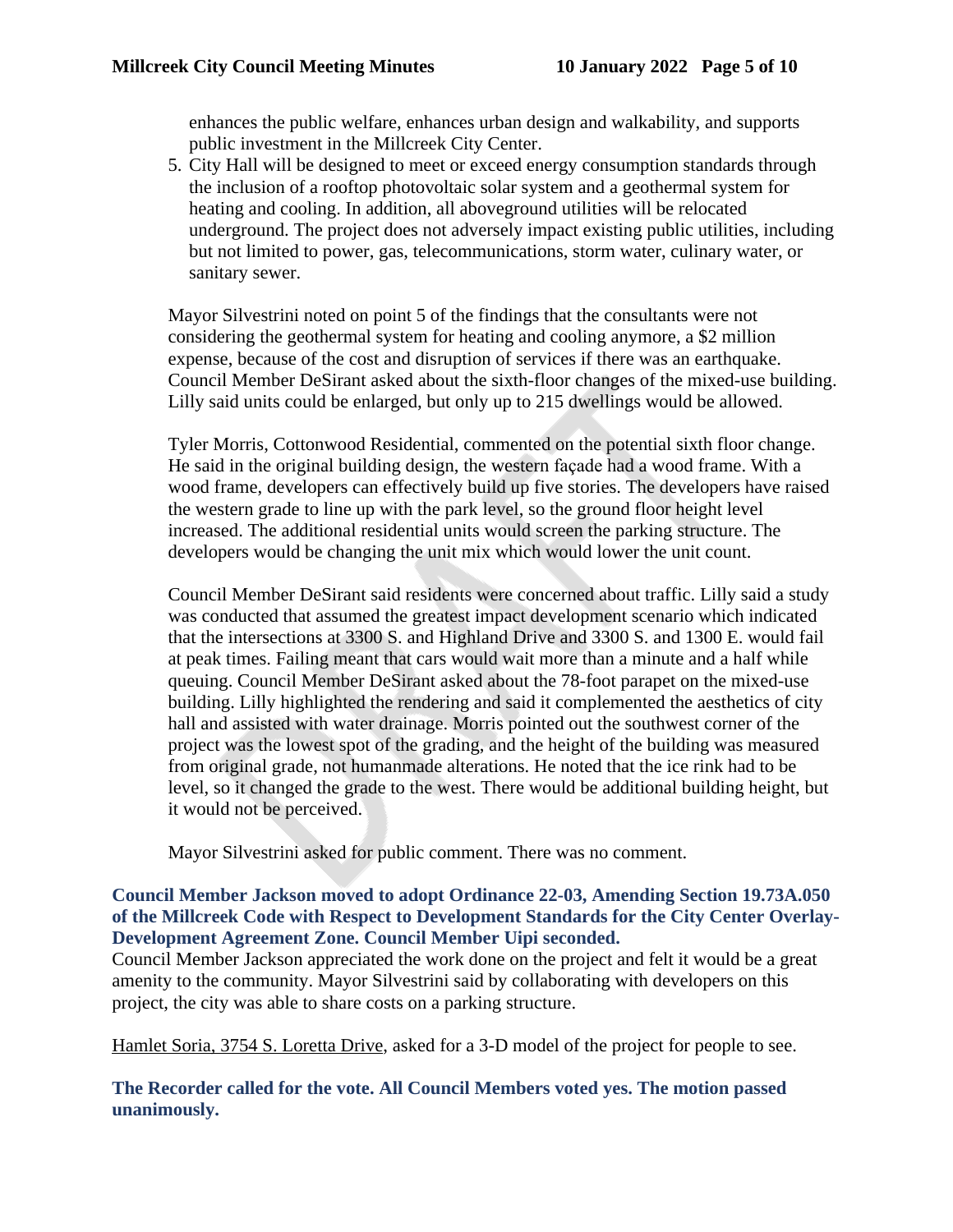enhances the public welfare, enhances urban design and walkability, and supports public investment in the Millcreek City Center.

5. City Hall will be designed to meet or exceed energy consumption standards through the inclusion of a rooftop photovoltaic solar system and a geothermal system for heating and cooling. In addition, all aboveground utilities will be relocated underground. The project does not adversely impact existing public utilities, including but not limited to power, gas, telecommunications, storm water, culinary water, or sanitary sewer.

Mayor Silvestrini noted on point 5 of the findings that the consultants were not considering the geothermal system for heating and cooling anymore, a $2 million expense, because of the cost and disruption of services if there was an earthquake. Council Member DeSirant asked about the sixth-floor changes of the mixed-use building. Lilly said units could be enlarged, but only up to 215 dwellings would be allowed.

Tyler Morris, Cottonwood Residential, commented on the potential sixth floor change. He said in the original building design, the western façade had a wood frame. With a wood frame, developers can effectively build up five stories. The developers have raised the western grade to line up with the park level, so the ground floor height level increased. The additional residential units would screen the parking structure. The developers would be changing the unit mix which would lower the unit count.

Council Member DeSirant said residents were concerned about traffic. Lilly said a study was conducted that assumed the greatest impact development scenario which indicated that the intersections at 3300 S. and Highland Drive and 3300 S. and 1300 E. would fail at peak times. Failing meant that cars would wait more than a minute and a half while queuing. Council Member DeSirant asked about the 78-foot parapet on the mixed-use building. Lilly highlighted the rendering and said it complemented the aesthetics of city hall and assisted with water drainage. Morris pointed out the southwest corner of the project was the lowest spot of the grading, and the height of the building was measured from original grade, not humanmade alterations. He noted that the ice rink had to be level, so it changed the grade to the west. There would be additional building height, but it would not be perceived.

Mayor Silvestrini asked for public comment. There was no comment.

**Council Member Jackson moved to adopt Ordinance 22-03, Amending Section 19.73A.050 of the Millcreek Code with Respect to Development Standards for the City Center Overlay-Development Agreement Zone. Council Member Uipi seconded.**

Council Member Jackson appreciated the work done on the project and felt it would be a great amenity to the community. Mayor Silvestrini said by collaborating with developers on this project, the city was able to share costs on a parking structure.

Hamlet Soria, 3754 S. Loretta Drive, asked for a 3-D model of the project for people to see.

**The Recorder called for the vote. All Council Members voted yes. The motion passed unanimously.**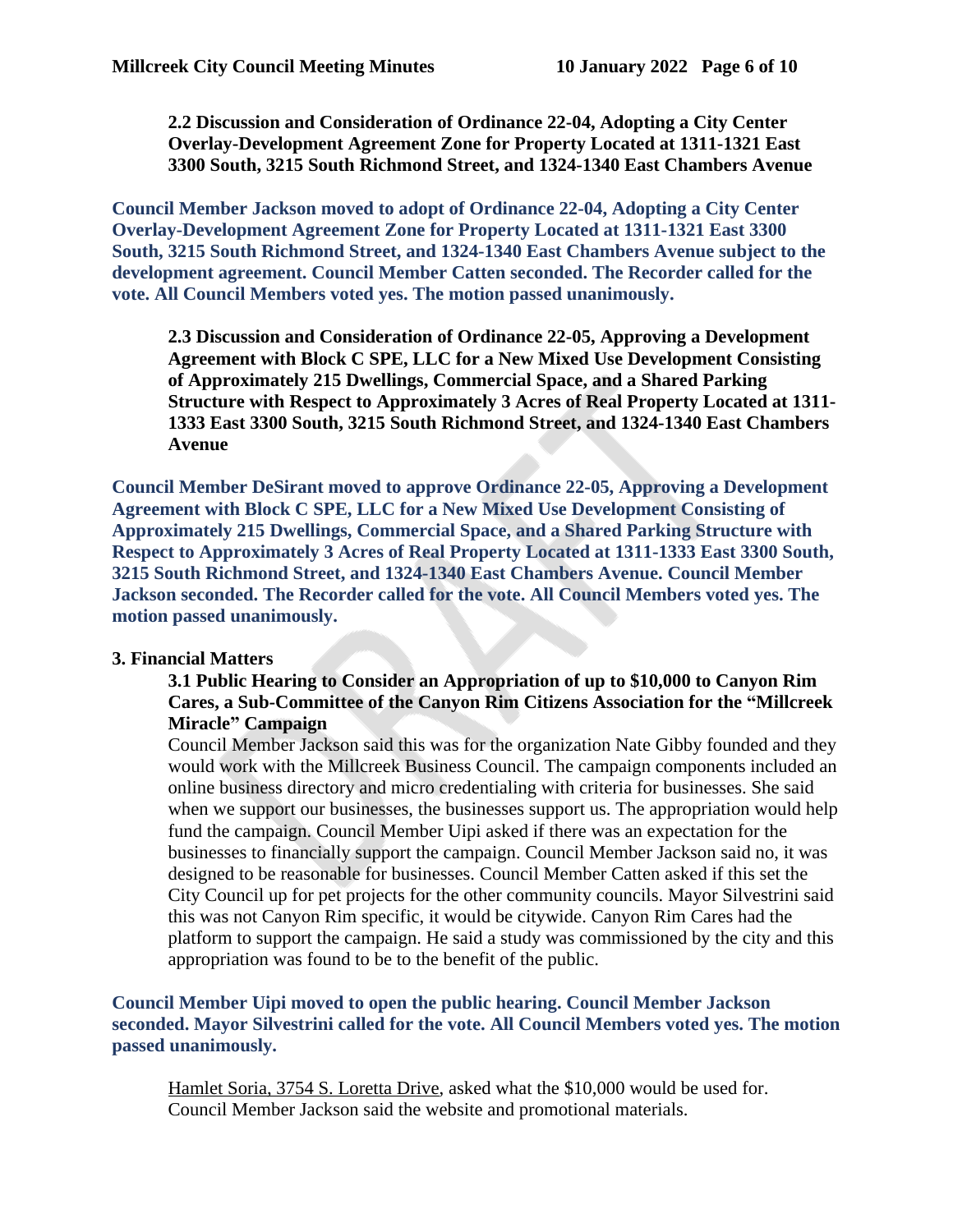**2.2 Discussion and Consideration of Ordinance 22-04, Adopting a City Center Overlay-Development Agreement Zone for Property Located at 1311-1321 East 3300 South, 3215 South Richmond Street, and 1324-1340 East Chambers Avenue**

**Council Member Jackson moved to adopt of Ordinance 22-04, Adopting a City Center Overlay-Development Agreement Zone for Property Located at 1311-1321 East 3300 South, 3215 South Richmond Street, and 1324-1340 East Chambers Avenue subject to the development agreement. Council Member Catten seconded. The Recorder called for the vote. All Council Members voted yes. The motion passed unanimously.**

**2.3 Discussion and Consideration of Ordinance 22-05, Approving a Development Agreement with Block C SPE, LLC for a New Mixed Use Development Consisting of Approximately 215 Dwellings, Commercial Space, and a Shared Parking Structure with Respect to Approximately 3 Acres of Real Property Located at 1311-1333 East 3300 South, 3215 South Richmond Street, and 1324-1340 East Chambers Avenue**

**Council Member DeSirant moved to approve Ordinance 22-05, Approving a Development Agreement with Block C SPE, LLC for a New Mixed Use Development Consisting of Approximately 215 Dwellings, Commercial Space, and a Shared Parking Structure with Respect to Approximately 3 Acres of Real Property Located at 1311-1333 East 3300 South, 3215 South Richmond Street, and 1324-1340 East Chambers Avenue. Council Member Jackson seconded. The Recorder called for the vote. All Council Members voted yes. The motion passed unanimously.**

**3. Financial Matters**

**3.1 Public Hearing to Consider an Appropriation of up to $10,000 to Canyon Rim Cares, a Sub-Committee of the Canyon Rim Citizens Association for the "Millcreek Miracle" Campaign**

Council Member Jackson said this was for the organization Nate Gibby founded and they would work with the Millcreek Business Council. The campaign components included an online business directory and micro credentialing with criteria for businesses. She said when we support our businesses, the businesses support us. The appropriation would help fund the campaign. Council Member Uipi asked if there was an expectation for the businesses to financially support the campaign. Council Member Jackson said no, it was designed to be reasonable for businesses. Council Member Catten asked if this set the City Council up for pet projects for the other community councils. Mayor Silvestrini said this was not Canyon Rim specific, it would be citywide. Canyon Rim Cares had the platform to support the campaign. He said a study was commissioned by the city and this appropriation was found to be to the benefit of the public.

**Council Member Uipi moved to open the public hearing. Council Member Jackson seconded. Mayor Silvestrini called for the vote. All Council Members voted yes. The motion passed unanimously.**

Hamlet Soria, 3754 S. Loretta Drive, asked what the $10,000 would be used for. Council Member Jackson said the website and promotional materials.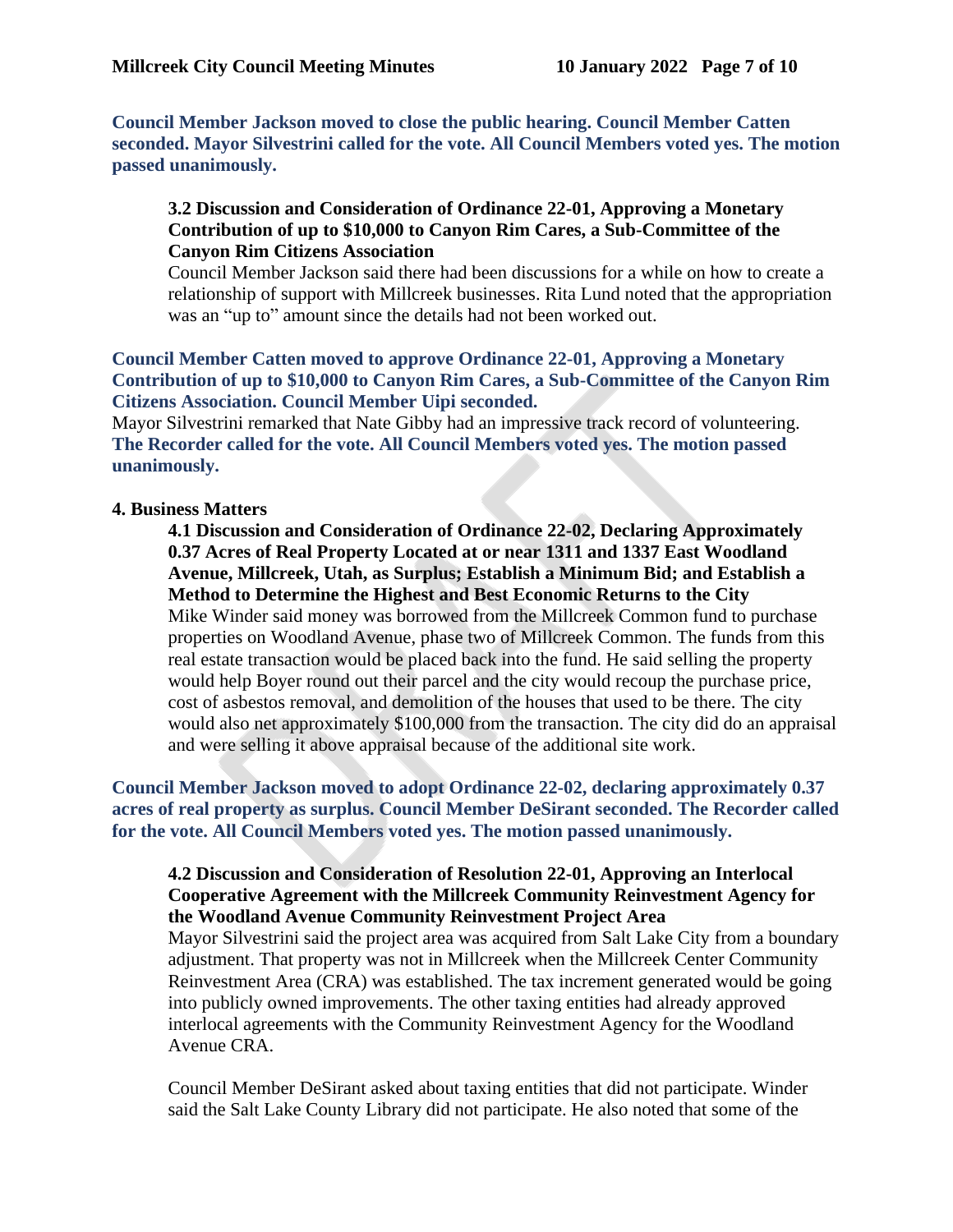**Council Member Jackson moved to close the public hearing. Council Member Catten seconded. Mayor Silvestrini called for the vote. All Council Members voted yes. The motion passed unanimously.**

**3.2 Discussion and Consideration of Ordinance 22-01, Approving a Monetary Contribution of up to $10,000 to Canyon Rim Cares, a Sub-Committee of the Canyon Rim Citizens Association**

Council Member Jackson said there had been discussions for a while on how to create a relationship of support with Millcreek businesses. Rita Lund noted that the appropriation was an "up to" amount since the details had not been worked out.

**Council Member Catten moved to approve Ordinance 22-01, Approving a Monetary Contribution of up to $10,000 to Canyon Rim Cares, a Sub-Committee of the Canyon Rim Citizens Association. Council Member Uipi seconded.**

Mayor Silvestrini remarked that Nate Gibby had an impressive track record of volunteering. **The Recorder called for the vote. All Council Members voted yes. The motion passed unanimously.**

**4. Business Matters**

**4.1 Discussion and Consideration of Ordinance 22-02, Declaring Approximately 0.37 Acres of Real Property Located at or near 1311 and 1337 East Woodland Avenue, Millcreek, Utah, as Surplus; Establish a Minimum Bid; and Establish a Method to Determine the Highest and Best Economic Returns to the City**

Mike Winder said money was borrowed from the Millcreek Common fund to purchase properties on Woodland Avenue, phase two of Millcreek Common. The funds from this real estate transaction would be placed back into the fund. He said selling the property would help Boyer round out their parcel and the city would recoup the purchase price, cost of asbestos removal, and demolition of the houses that used to be there. The city would also net approximately $100,000 from the transaction. The city did do an appraisal and were selling it above appraisal because of the additional site work.

**Council Member Jackson moved to adopt Ordinance 22-02, declaring approximately 0.37 acres of real property as surplus. Council Member DeSirant seconded. The Recorder called for the vote. All Council Members voted yes. The motion passed unanimously.**

**4.2 Discussion and Consideration of Resolution 22-01, Approving an Interlocal Cooperative Agreement with the Millcreek Community Reinvestment Agency for the Woodland Avenue Community Reinvestment Project Area**

Mayor Silvestrini said the project area was acquired from Salt Lake City from a boundary adjustment. That property was not in Millcreek when the Millcreek Center Community Reinvestment Area (CRA) was established. The tax increment generated would be going into publicly owned improvements. The other taxing entities had already approved interlocal agreements with the Community Reinvestment Agency for the Woodland Avenue CRA.

Council Member DeSirant asked about taxing entities that did not participate. Winder said the Salt Lake County Library did not participate. He also noted that some of the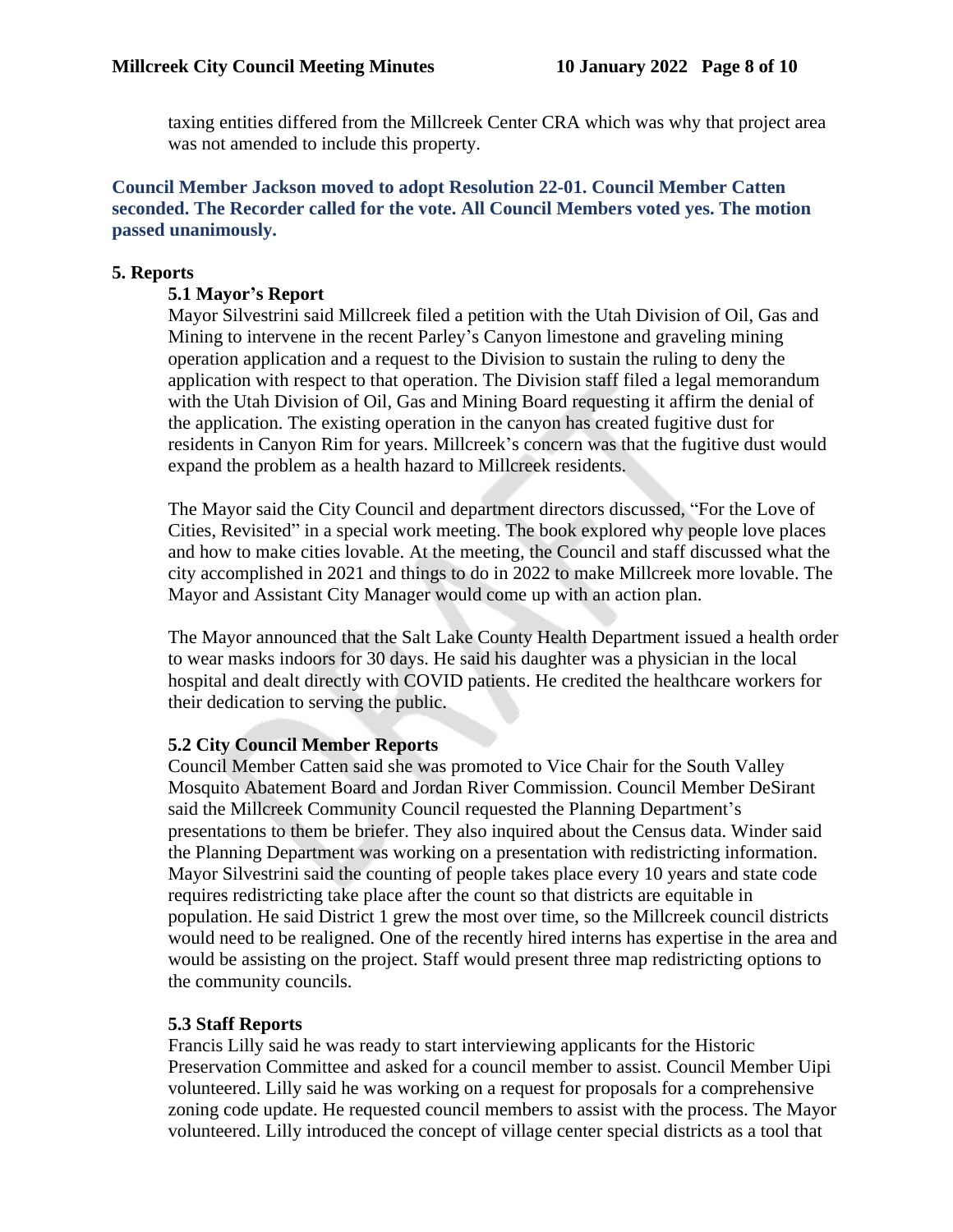taxing entities differed from the Millcreek Center CRA which was why that project area was not amended to include this property.

**Council Member Jackson moved to adopt Resolution 22-01. Council Member Catten seconded. The Recorder called for the vote. All Council Members voted yes. The motion passed unanimously.**

## 5. Reports

### 5.1 Mayor's Report

Mayor Silvestrini said Millcreek filed a petition with the Utah Division of Oil, Gas and Mining to intervene in the recent Parley's Canyon limestone and graveling mining operation application and a request to the Division to sustain the ruling to deny the application with respect to that operation. The Division staff filed a legal memorandum with the Utah Division of Oil, Gas and Mining Board requesting it affirm the denial of the application. The existing operation in the canyon has created fugitive dust for residents in Canyon Rim for years. Millcreek's concern was that the fugitive dust would expand the problem as a health hazard to Millcreek residents.

The Mayor said the City Council and department directors discussed, "For the Love of Cities, Revisited" in a special work meeting. The book explored why people love places and how to make cities lovable. At the meeting, the Council and staff discussed what the city accomplished in 2021 and things to do in 2022 to make Millcreek more lovable. The Mayor and Assistant City Manager would come up with an action plan.

The Mayor announced that the Salt Lake County Health Department issued a health order to wear masks indoors for 30 days. He said his daughter was a physician in the local hospital and dealt directly with COVID patients. He credited the healthcare workers for their dedication to serving the public.

### 5.2 City Council Member Reports

Council Member Catten said she was promoted to Vice Chair for the South Valley Mosquito Abatement Board and Jordan River Commission. Council Member DeSirant said the Millcreek Community Council requested the Planning Department's presentations to them be briefer. They also inquired about the Census data. Winder said the Planning Department was working on a presentation with redistricting information. Mayor Silvestrini said the counting of people takes place every 10 years and state code requires redistricting take place after the count so that districts are equitable in population. He said District 1 grew the most over time, so the Millcreek council districts would need to be realigned. One of the recently hired interns has expertise in the area and would be assisting on the project. Staff would present three map redistricting options to the community councils.

### 5.3 Staff Reports

Francis Lilly said he was ready to start interviewing applicants for the Historic Preservation Committee and asked for a council member to assist. Council Member Uipi volunteered. Lilly said he was working on a request for proposals for a comprehensive zoning code update. He requested council members to assist with the process. The Mayor volunteered. Lilly introduced the concept of village center special districts as a tool that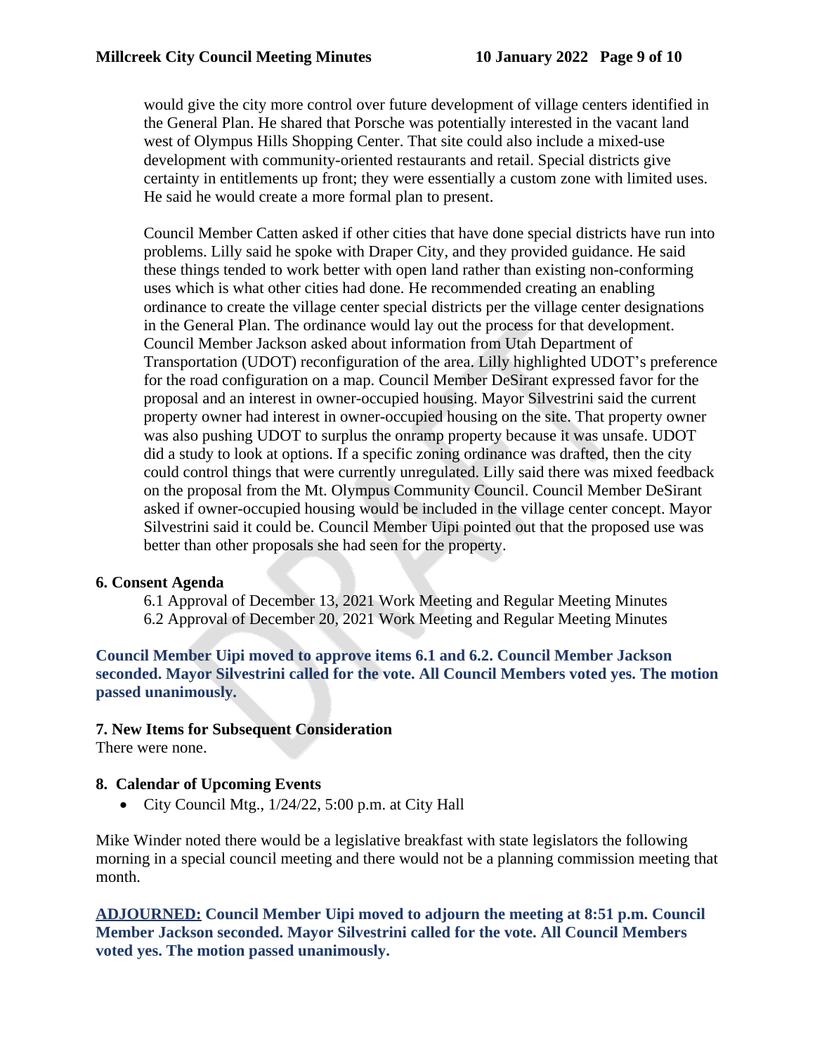would give the city more control over future development of village centers identified in the General Plan. He shared that Porsche was potentially interested in the vacant land west of Olympus Hills Shopping Center. That site could also include a mixed-use development with community-oriented restaurants and retail. Special districts give certainty in entitlements up front; they were essentially a custom zone with limited uses. He said he would create a more formal plan to present.

Council Member Catten asked if other cities that have done special districts have run into problems. Lilly said he spoke with Draper City, and they provided guidance. He said these things tended to work better with open land rather than existing non-conforming uses which is what other cities had done. He recommended creating an enabling ordinance to create the village center special districts per the village center designations in the General Plan. The ordinance would lay out the process for that development. Council Member Jackson asked about information from Utah Department of Transportation (UDOT) reconfiguration of the area. Lilly highlighted UDOT's preference for the road configuration on a map. Council Member DeSirant expressed favor for the proposal and an interest in owner-occupied housing. Mayor Silvestrini said the current property owner had interest in owner-occupied housing on the site. That property owner was also pushing UDOT to surplus the onramp property because it was unsafe. UDOT did a study to look at options. If a specific zoning ordinance was drafted, then the city could control things that were currently unregulated. Lilly said there was mixed feedback on the proposal from the Mt. Olympus Community Council. Council Member DeSirant asked if owner-occupied housing would be included in the village center concept. Mayor Silvestrini said it could be. Council Member Uipi pointed out that the proposed use was better than other proposals she had seen for the property.

**6. Consent Agenda**

6.1 Approval of December 13, 2021 Work Meeting and Regular Meeting Minutes
6.2 Approval of December 20, 2021 Work Meeting and Regular Meeting Minutes

**Council Member Uipi moved to approve items 6.1 and 6.2. Council Member Jackson seconded. Mayor Silvestrini called for the vote. All Council Members voted yes. The motion passed unanimously.**

**7. New Items for Subsequent Consideration**

There were none.

**8. Calendar of Upcoming Events**

- City Council Mtg., 1/24/22, 5:00 p.m. at City Hall

Mike Winder noted there would be a legislative breakfast with state legislators the following morning in a special council meeting and there would not be a planning commission meeting that month.

**ADJOURNED: Council Member Uipi moved to adjourn the meeting at 8:51 p.m. Council Member Jackson seconded. Mayor Silvestrini called for the vote. All Council Members voted yes. The motion passed unanimously.**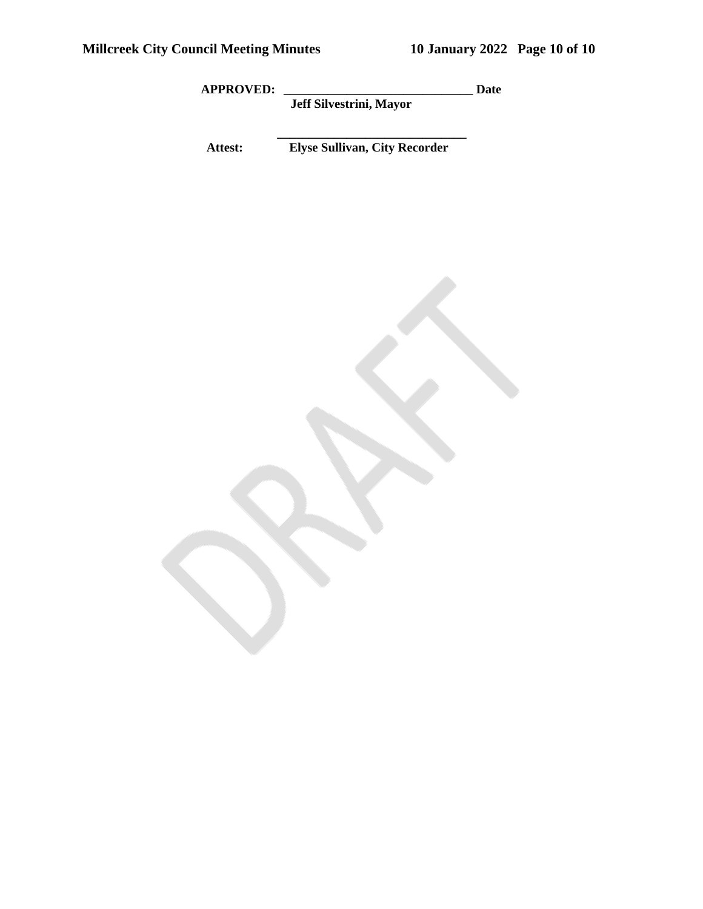**APPROVED:** ______________________________ **Date**

**Jeff Silvestrini, Mayor**

______________________________

**Attest:** **Elyse Sullivan, City Recorder**

DRAFT